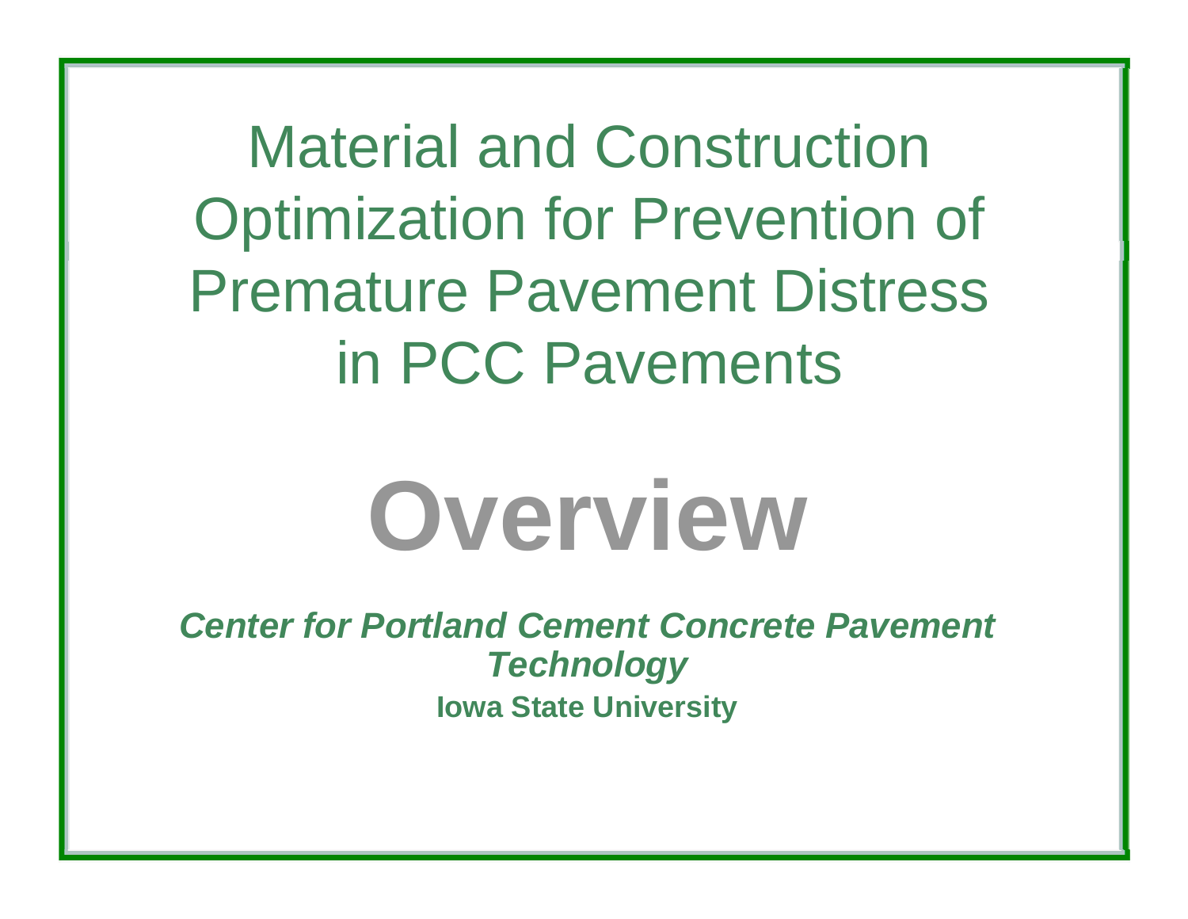# Material and Construction Optimization for Prevention of Premature Pavement Distress in PCC Pavements

# Overview

***Center for Portland Cement Concrete Pavement Technology***

**Iowa State University**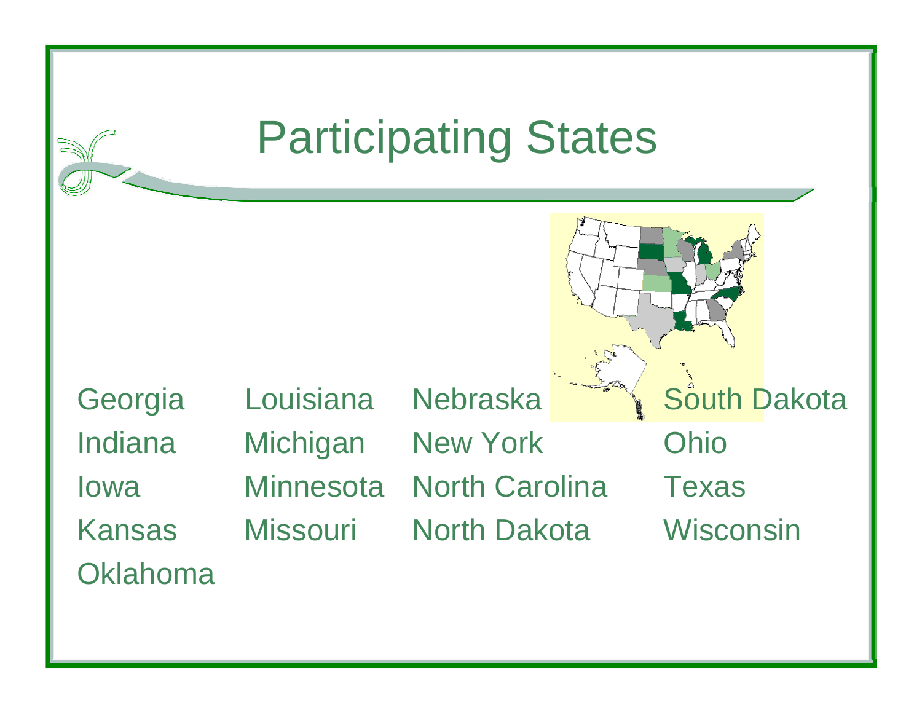# Participating States

Georgia
Indiana
Iowa
Kansas
Oklahoma
Louisiana
Michigan
Minnesota
Missouri
Nebraska
New York
North Carolina
North Dakota
South Dakota
Ohio
Texas
Wisconsin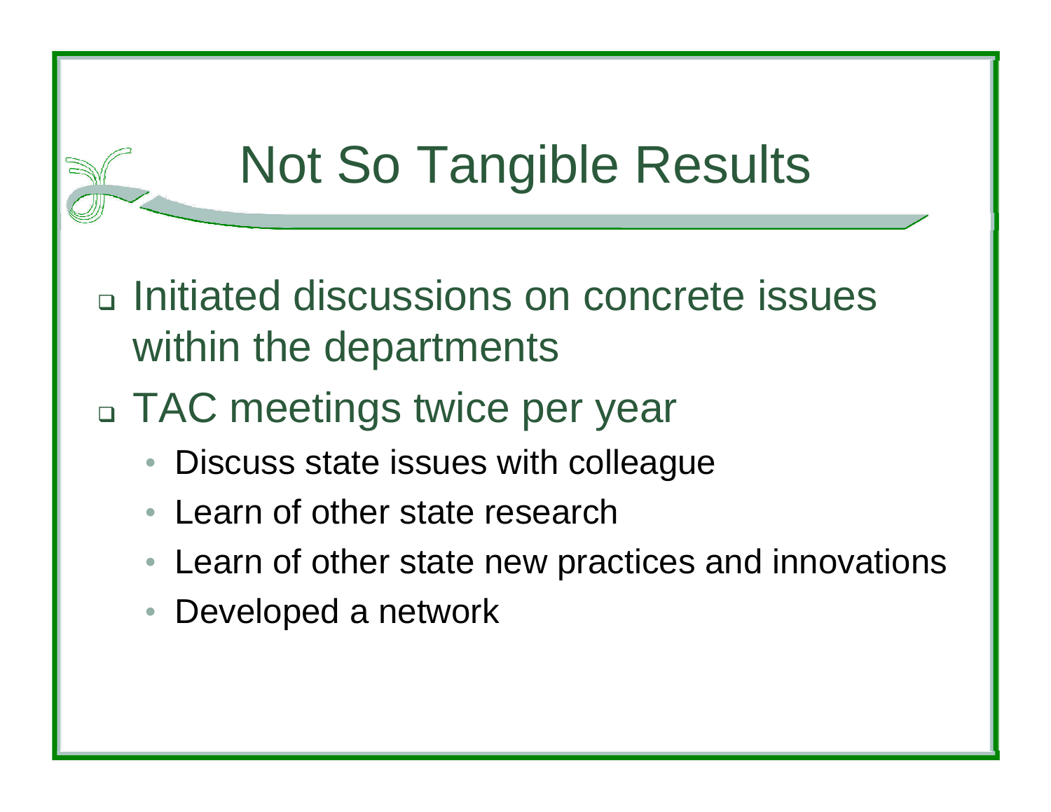# Not So Tangible Results

- Initiated discussions on concrete issues within the departments
- TAC meetings twice per year
  - Discuss state issues with colleague
  - Learn of other state research
  - Learn of other state new practices and innovations
  - Developed a network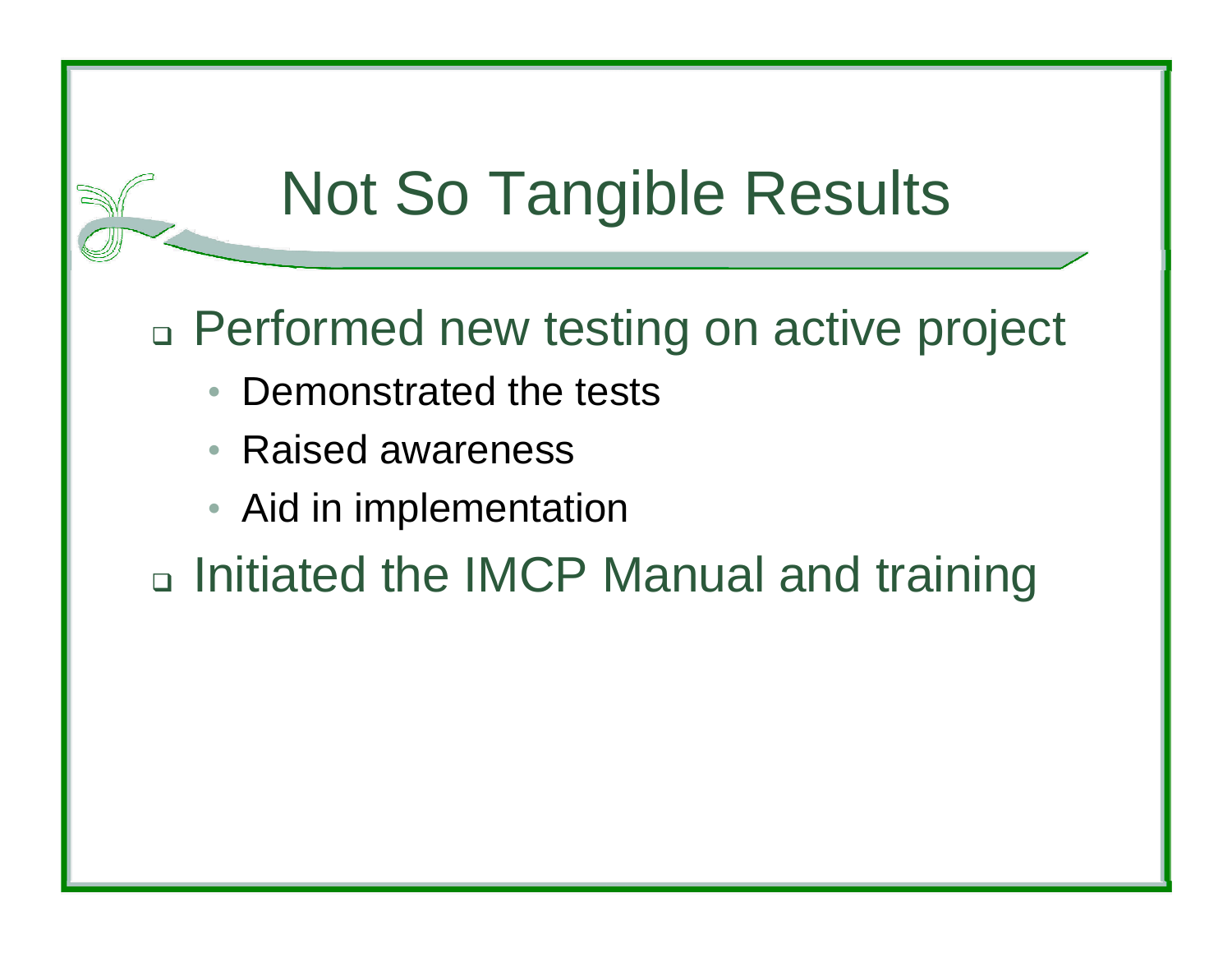# Not So Tangible Results

- Performed new testing on active project
  - Demonstrated the tests
  - Raised awareness
  - Aid in implementation
- Initiated the IMCP Manual and training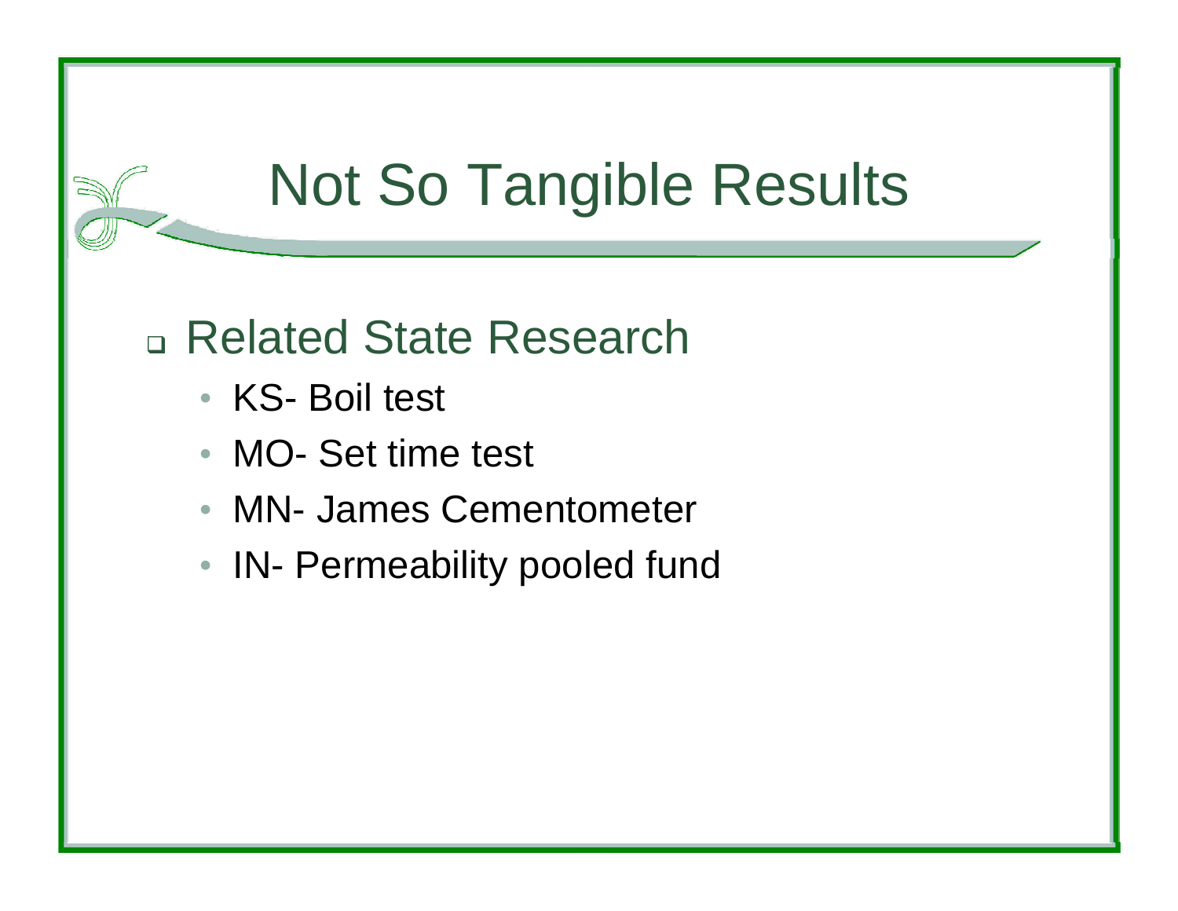# Not So Tangible Results

- Related State Research
  - KS- Boil test
  - MO- Set time test
  - MN- James Cementometer
  - IN- Permeability pooled fund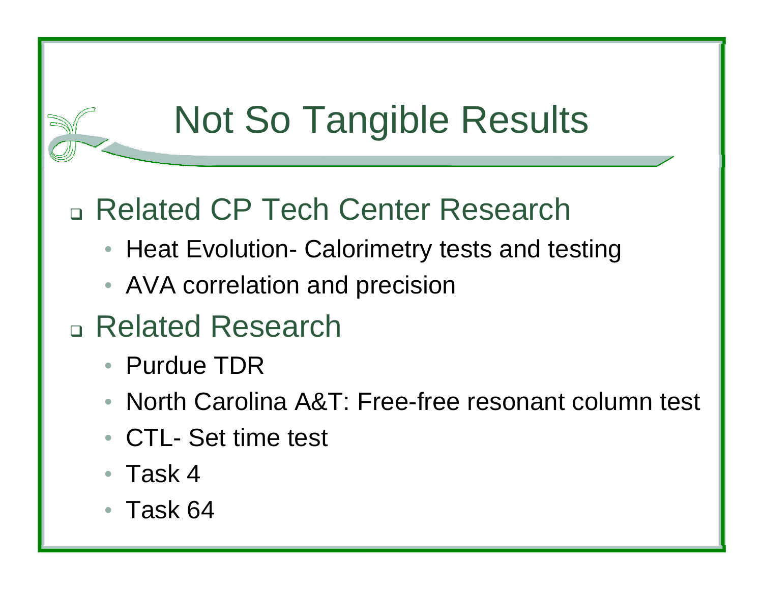# Not So Tangible Results

- Related CP Tech Center Research
  - Heat Evolution- Calorimetry tests and testing
  - AVA correlation and precision
- Related Research
  - Purdue TDR
  - North Carolina A&T: Free-free resonant column test
  - CTL- Set time test
  - Task 4
  - Task 64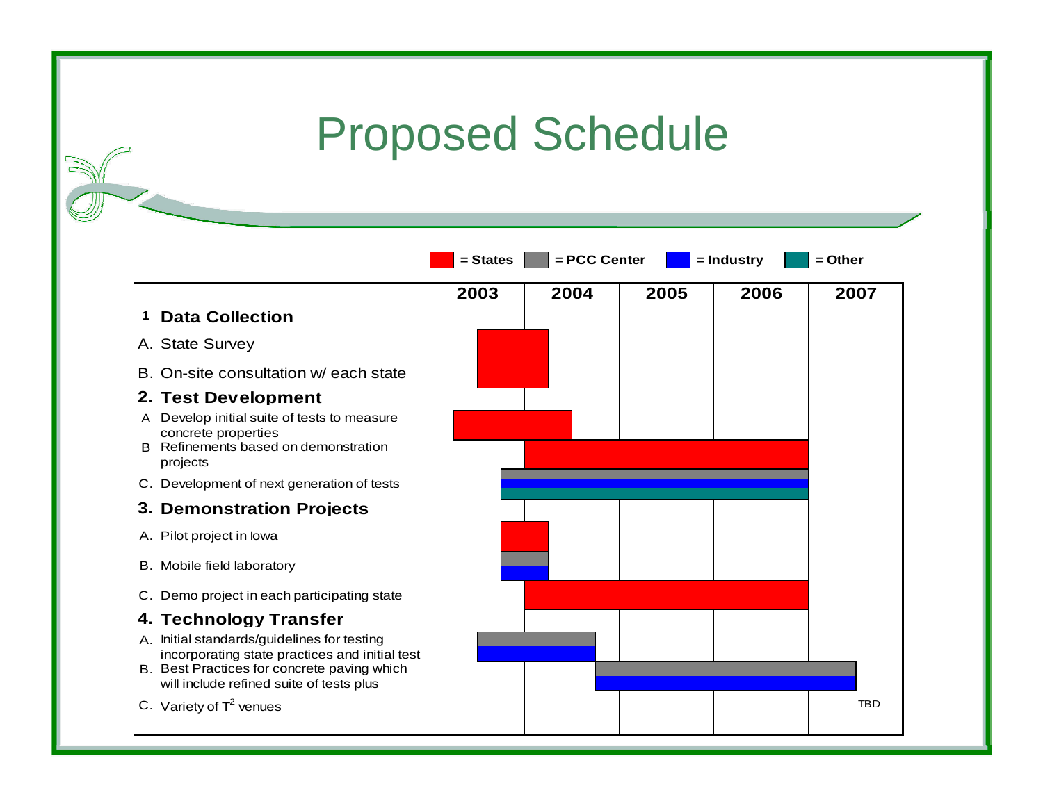# Proposed Schedule

Legend: = States, = PCC Center, = Industry, = Other

| | 2003 | 2004 | 2005 | 2006 | 2007 |
|---|---|---|---|---|---|
| **1 Data Collection** | | | | | |
| A. State Survey | States | States | | | |
| B. On-site consultation w/ each state | States | States | | | |
| **2. Test Development** | | | | | |
| A Develop initial suite of tests to measure concrete properties | States | States | | | |
| B Refinements based on demonstration projects | | States | States | States | |
| C. Development of next generation of tests | PCC Center, Industry, Other | PCC Center, Industry, Other | PCC Center, Industry, Other | PCC Center, Industry, Other | |
| **3. Demonstration Projects** | | | | | |
| A. Pilot project in Iowa | States | States | | | |
| B. Mobile field laboratory | PCC Center, Industry | PCC Center, Industry | | | |
| C. Demo project in each participating state | | States | States | States | |
| **4. Technology Transfer** | | | | | |
| A. Initial standards/guidelines for testing incorporating state practices and initial test | PCC Center, Industry | PCC Center, Industry | | | |
| B. Best Practices for concrete paving which will include refined suite of tests plus | | PCC Center, Industry | PCC Center, Industry | PCC Center, Industry | PCC Center, Industry |
| C. Variety of $T^2$ venues | | | | | TBD |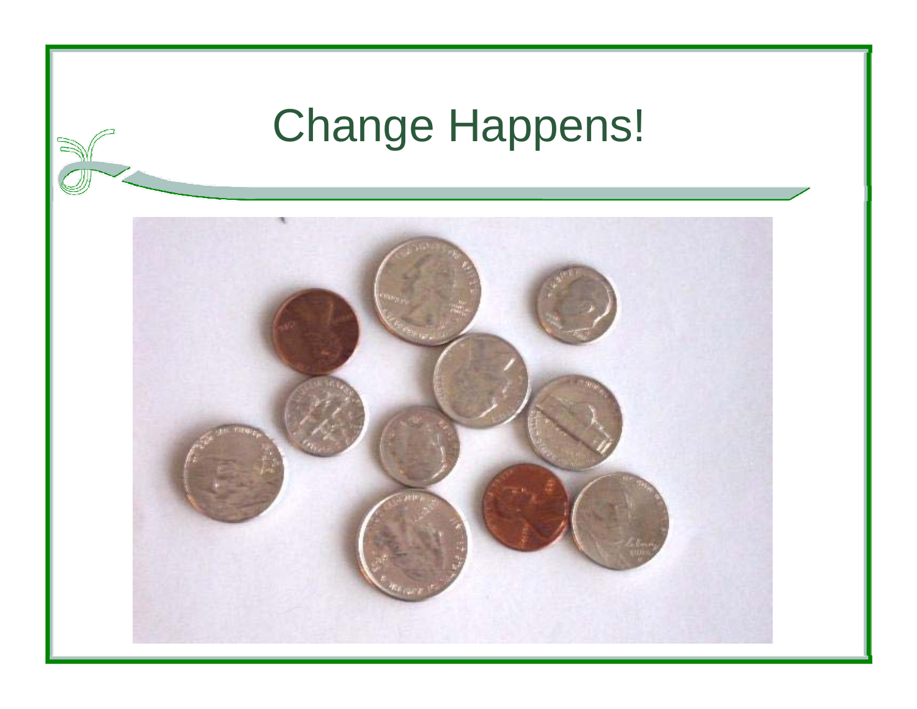# Change Happens!